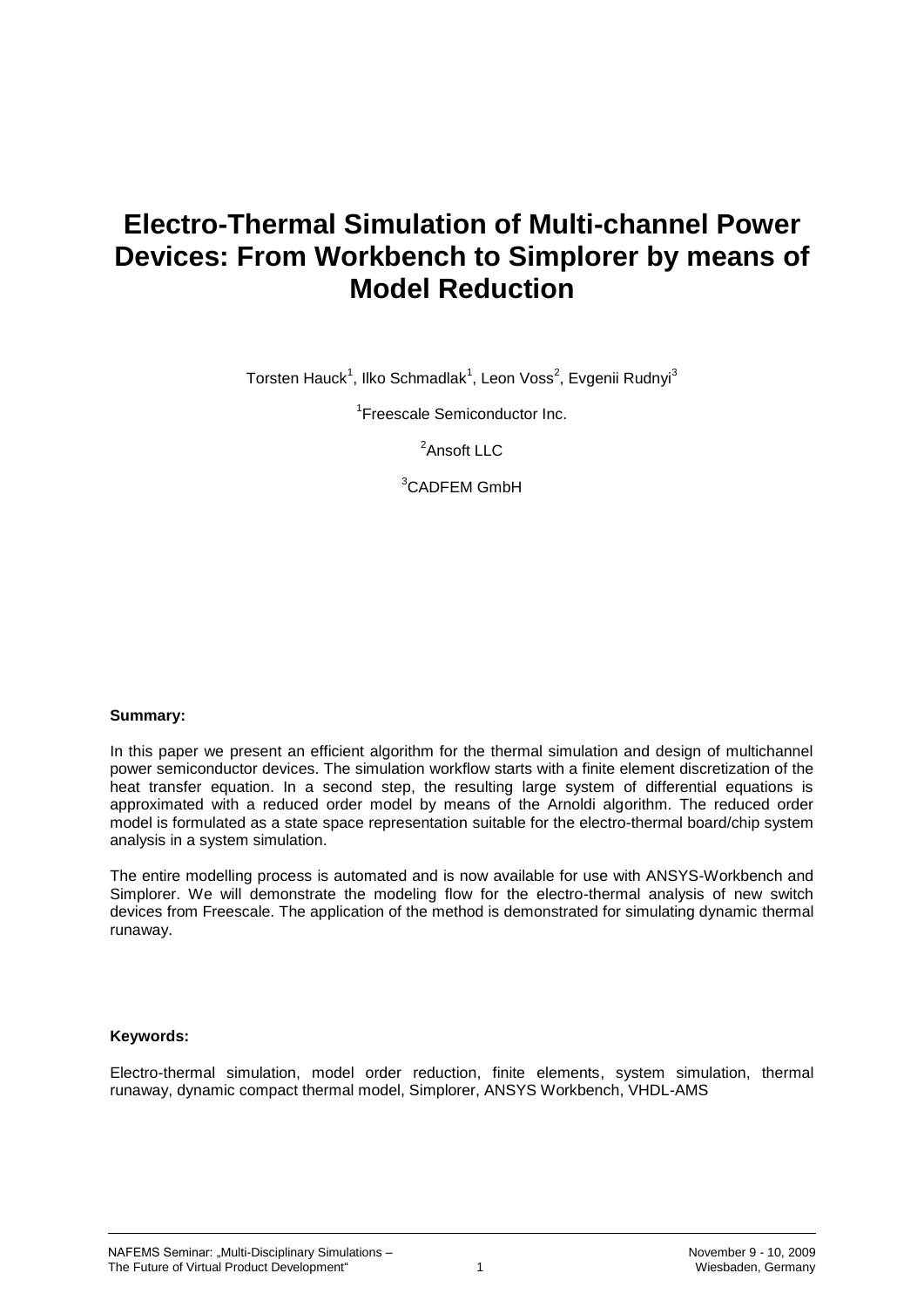# Electro-Thermal Simulation of Multi-channel Power Devices: From Workbench to Simplorer by means of Model Reduction

Torsten Hauck[1], Ilko Schmadlak[1], Leon Voss[2], Evgenii Rudnyi[3]

[1]Freescale Semiconductor Inc.

[2]Ansoft LLC

[3]CADFEM GmbH

**Summary:**

In this paper we present an efficient algorithm for the thermal simulation and design of multichannel power semiconductor devices. The simulation workflow starts with a finite element discretization of the heat transfer equation. In a second step, the resulting large system of differential equations is approximated with a reduced order model by means of the Arnoldi algorithm. The reduced order model is formulated as a state space representation suitable for the electro-thermal board/chip system analysis in a system simulation.

The entire modelling process is automated and is now available for use with ANSYS-Workbench and Simplorer. We will demonstrate the modeling flow for the electro-thermal analysis of new switch devices from Freescale. The application of the method is demonstrated for simulating dynamic thermal runaway.

**Keywords:**

Electro-thermal simulation, model order reduction, finite elements, system simulation, thermal runaway, dynamic compact thermal model, Simplorer, ANSYS Workbench, VHDL-AMS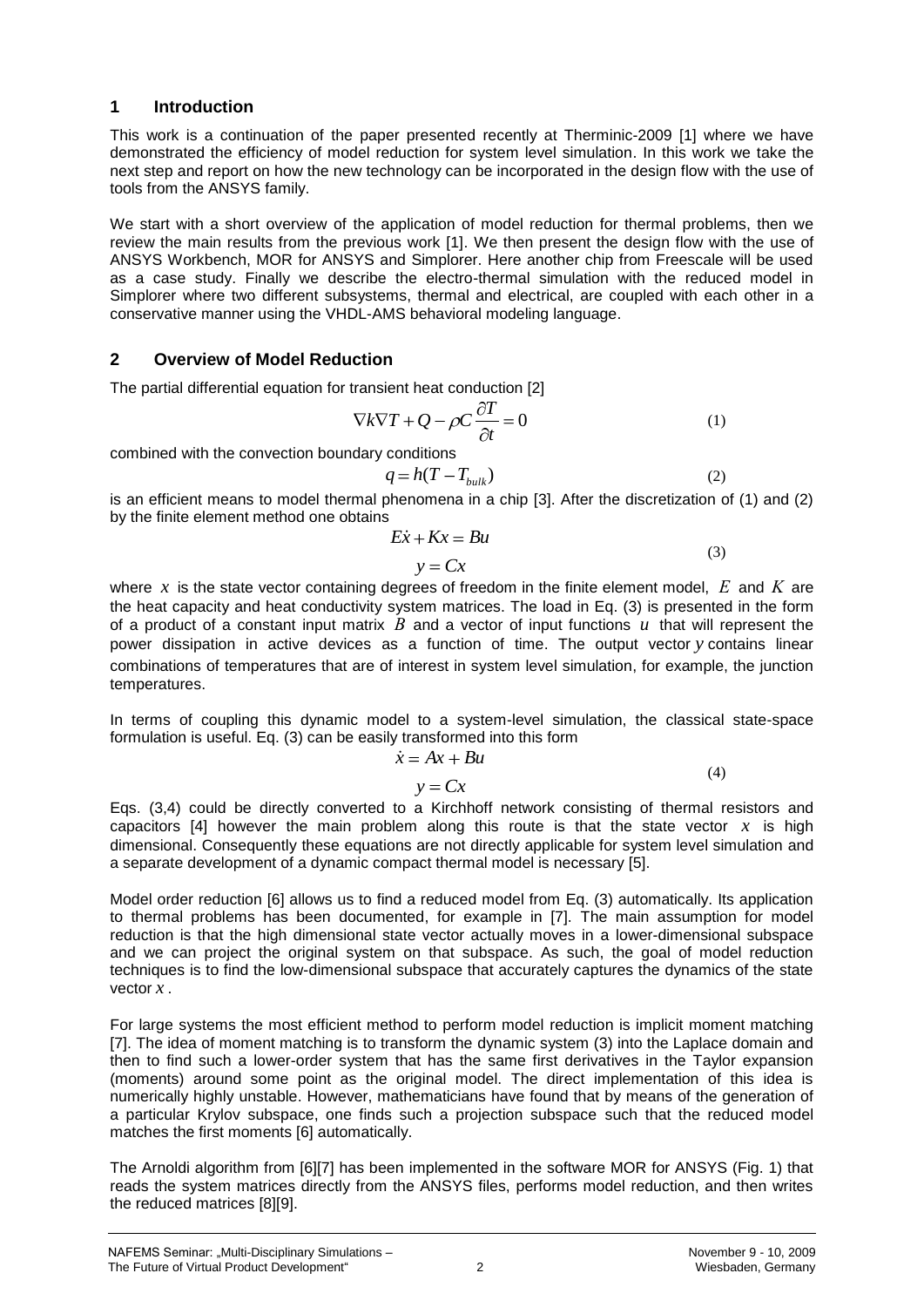## 1 Introduction

This work is a continuation of the paper presented recently at Therminic-2009 [1] where we have demonstrated the efficiency of model reduction for system level simulation. In this work we take the next step and report on how the new technology can be incorporated in the design flow with the use of tools from the ANSYS family.

We start with a short overview of the application of model reduction for thermal problems, then we review the main results from the previous work [1]. We then present the design flow with the use of ANSYS Workbench, MOR for ANSYS and Simplorer. Here another chip from Freescale will be used as a case study. Finally we describe the electro-thermal simulation with the reduced model in Simplorer where two different subsystems, thermal and electrical, are coupled with each other in a conservative manner using the VHDL-AMS behavioral modeling language.

## 2 Overview of Model Reduction

The partial differential equation for transient heat conduction [2]

$$\nabla k \nabla T + Q - \rho C \frac{\partial T}{\partial t} = 0 \tag{1}$$

combined with the convection boundary conditions

$$q = h(T - T_{bulk}) \tag{2}$$

is an efficient means to model thermal phenomena in a chip [3]. After the discretization of (1) and (2) by the finite element method one obtains

$$\begin{aligned} E\dot{x} + Kx &= Bu \\ y &= Cx \end{aligned} \tag{3}$$

where $x$ is the state vector containing degrees of freedom in the finite element model, $E$ and $K$ are the heat capacity and heat conductivity system matrices. The load in Eq. (3) is presented in the form of a product of a constant input matrix $B$ and a vector of input functions $u$ that will represent the power dissipation in active devices as a function of time. The output vector $y$ contains linear combinations of temperatures that are of interest in system level simulation, for example, the junction temperatures.

In terms of coupling this dynamic model to a system-level simulation, the classical state-space formulation is useful. Eq. (3) can be easily transformed into this form

$$\begin{aligned} \dot{x} &= Ax + Bu \\ y &= Cx \end{aligned} \tag{4}$$

Eqs. (3,4) could be directly converted to a Kirchhoff network consisting of thermal resistors and capacitors [4] however the main problem along this route is that the state vector $x$ is high dimensional. Consequently these equations are not directly applicable for system level simulation and a separate development of a dynamic compact thermal model is necessary [5].

Model order reduction [6] allows us to find a reduced model from Eq. (3) automatically. Its application to thermal problems has been documented, for example in [7]. The main assumption for model reduction is that the high dimensional state vector actually moves in a lower-dimensional subspace and we can project the original system on that subspace. As such, the goal of model reduction techniques is to find the low-dimensional subspace that accurately captures the dynamics of the state vector $x$.

For large systems the most efficient method to perform model reduction is implicit moment matching [7]. The idea of moment matching is to transform the dynamic system (3) into the Laplace domain and then to find such a lower-order system that has the same first derivatives in the Taylor expansion (moments) around some point as the original model. The direct implementation of this idea is numerically highly unstable. However, mathematicians have found that by means of the generation of a particular Krylov subspace, one finds such a projection subspace such that the reduced model matches the first moments [6] automatically.

The Arnoldi algorithm from [6][7] has been implemented in the software MOR for ANSYS (Fig. 1) that reads the system matrices directly from the ANSYS files, performs model reduction, and then writes the reduced matrices [8][9].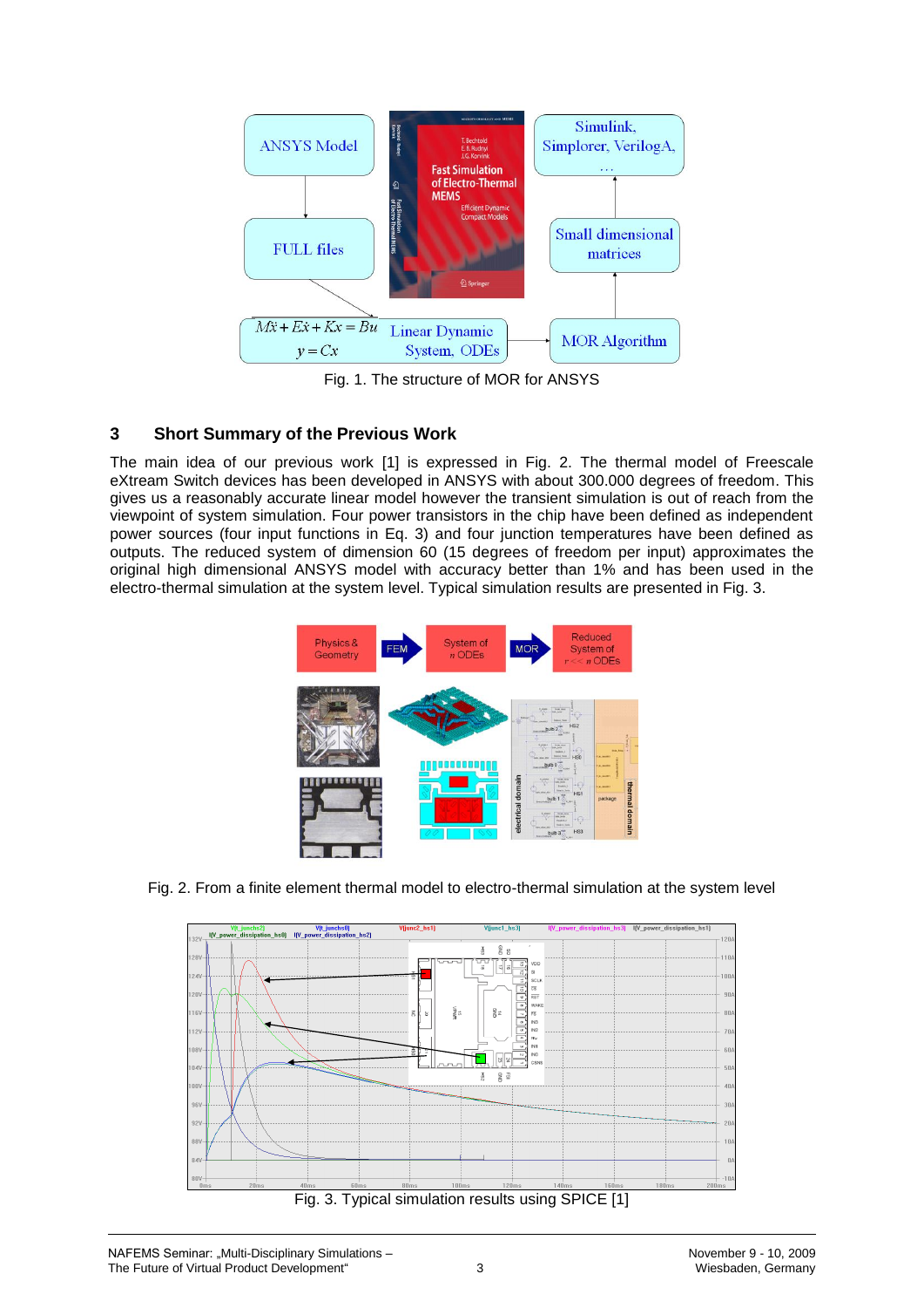Fig. 1. The structure of MOR for ANSYS

## 3 Short Summary of the Previous Work

The main idea of our previous work [1] is expressed in Fig. 2. The thermal model of Freescale eXtream Switch devices has been developed in ANSYS with about 300.000 degrees of freedom. This gives us a reasonably accurate linear model however the transient simulation is out of reach from the viewpoint of system simulation. Four power transistors in the chip have been defined as independent power sources (four input functions in Eq. 3) and four junction temperatures have been defined as outputs. The reduced system of dimension 60 (15 degrees of freedom per input) approximates the original high dimensional ANSYS model with accuracy better than 1% and has been used in the electro-thermal simulation at the system level. Typical simulation results are presented in Fig. 3.

Fig. 2. From a finite element thermal model to electro-thermal simulation at the system level

Fig. 3. Typical simulation results using SPICE [1]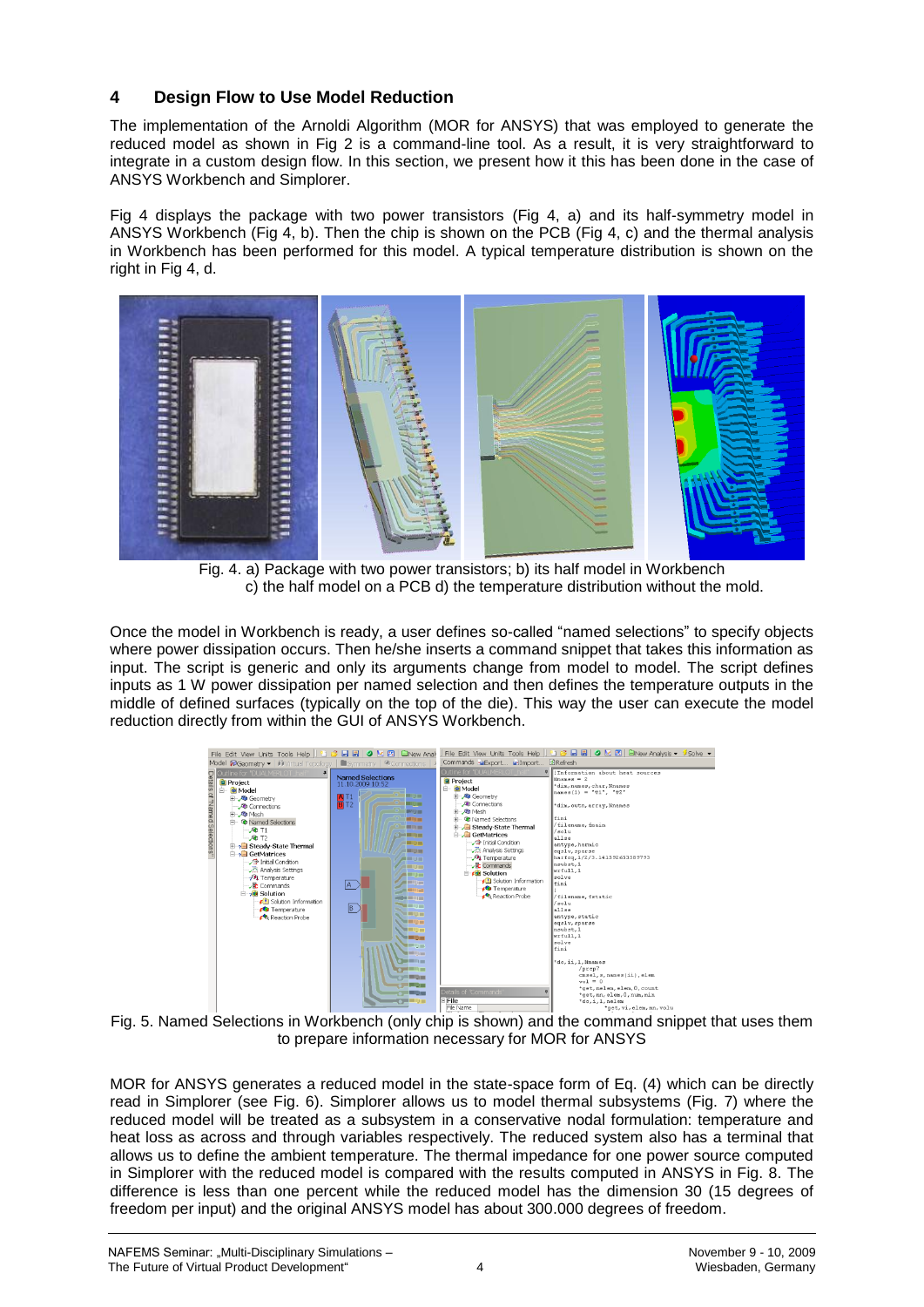## 4 Design Flow to Use Model Reduction

The implementation of the Arnoldi Algorithm (MOR for ANSYS) that was employed to generate the reduced model as shown in Fig 2 is a command-line tool. As a result, it is very straightforward to integrate in a custom design flow. In this section, we present how it this has been done in the case of ANSYS Workbench and Simplorer.

Fig 4 displays the package with two power transistors (Fig 4, a) and its half-symmetry model in ANSYS Workbench (Fig 4, b). Then the chip is shown on the PCB (Fig 4, c) and the thermal analysis in Workbench has been performed for this model. A typical temperature distribution is shown on the right in Fig 4, d.

Fig. 4. a) Package with two power transistors; b) its half model in Workbench c) the half model on a PCB d) the temperature distribution without the mold.

Once the model in Workbench is ready, a user defines so-called "named selections" to specify objects where power dissipation occurs. Then he/she inserts a command snippet that takes this information as input. The script is generic and only its arguments change from model to model. The script defines inputs as 1 W power dissipation per named selection and then defines the temperature outputs in the middle of defined surfaces (typically on the top of the die). This way the user can execute the model reduction directly from within the GUI of ANSYS Workbench.

Fig. 5. Named Selections in Workbench (only chip is shown) and the command snippet that uses them to prepare information necessary for MOR for ANSYS

MOR for ANSYS generates a reduced model in the state-space form of Eq. (4) which can be directly read in Simplorer (see Fig. 6). Simplorer allows us to model thermal subsystems (Fig. 7) where the reduced model will be treated as a subsystem in a conservative nodal formulation: temperature and heat loss as across and through variables respectively. The reduced system also has a terminal that allows us to define the ambient temperature. The thermal impedance for one power source computed in Simplorer with the reduced model is compared with the results computed in ANSYS in Fig. 8. The difference is less than one percent while the reduced model has the dimension 30 (15 degrees of freedom per input) and the original ANSYS model has about 300.000 degrees of freedom.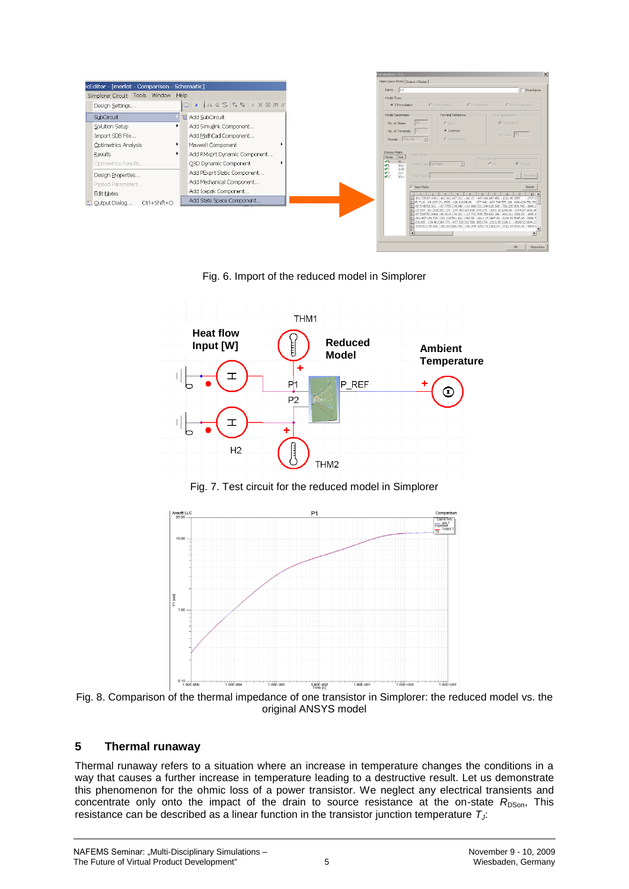Fig. 6. Import of the reduced model in Simplorer

Fig. 7. Test circuit for the reduced model in Simplorer

Fig. 8. Comparison of the thermal impedance of one transistor in Simplorer: the reduced model vs. the original ANSYS model

## 5 Thermal runaway

Thermal runaway refers to a situation where an increase in temperature changes the conditions in a way that causes a further increase in temperature leading to a destructive result. Let us demonstrate this phenomenon for the ohmic loss of a power transistor. We neglect any electrical transients and concentrate only onto the impact of the drain to source resistance at the on-state $R_{DSon}$. This resistance can be described as a linear function in the transistor junction temperature $T_J$: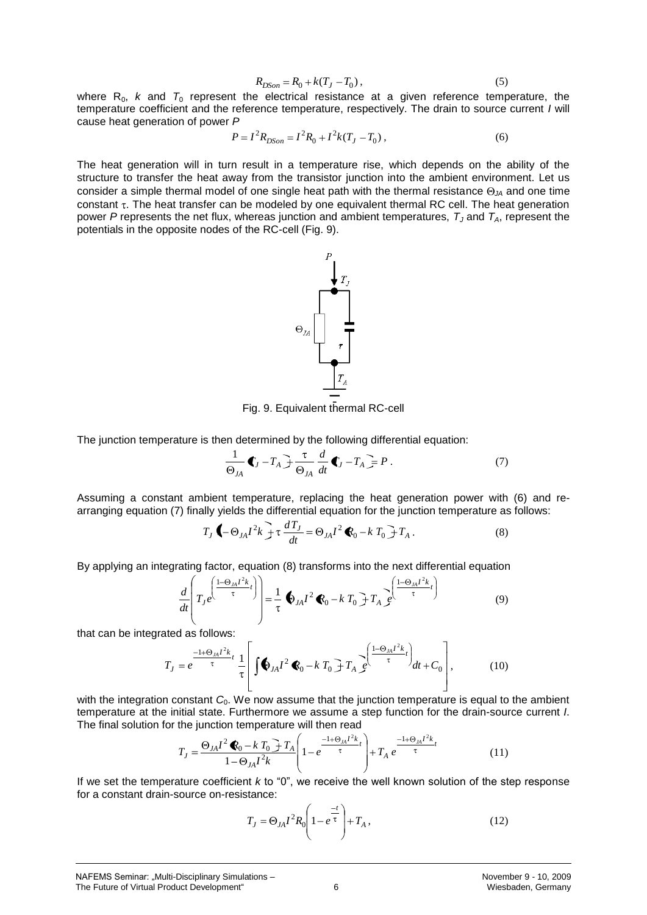$$R_{DSon} = R_0 + k(T_J - T_0)\,, \tag{5}$$

where $R_0$, $k$ and $T_0$ represent the electrical resistance at a given reference temperature, the temperature coefficient and the reference temperature, respectively. The drain to source current $I$ will cause heat generation of power $P$

$$P = I^2 R_{DSon} = I^2 R_0 + I^2 k (T_J - T_0)\,, \tag{6}$$

The heat generation will in turn result in a temperature rise, which depends on the ability of the structure to transfer the heat away from the transistor junction into the ambient environment. Let us consider a simple thermal model of one single heat path with the thermal resistance $\Theta_{JA}$ and one time constant $\tau$. The heat transfer can be modeled by one equivalent thermal RC cell. The heat generation power $P$ represents the net flux, whereas junction and ambient temperatures, $T_J$ and $T_A$, represent the potentials in the opposite nodes of the RC-cell (Fig. 9).

Fig. 9. Equivalent thermal RC-cell

The junction temperature is then determined by the following differential equation:

$$\frac{1}{\Theta_{JA}}\left(T_J - T_A\right) + \frac{\tau}{\Theta_{JA}}\frac{d}{dt}\left(T_J - T_A\right) = P\,. \tag{7}$$

Assuming a constant ambient temperature, replacing the heat generation power with (6) and re-arranging equation (7) finally yields the differential equation for the junction temperature as follows:

$$T_J\left(1 - \Theta_{JA} I^2 k\right) + \tau\frac{dT_J}{dt} = \Theta_{JA} I^2 \left(R_0 - k\,T_0\right) + T_A\,. \tag{8}$$

By applying an integrating factor, equation (8) transforms into the next differential equation

$$\frac{d}{dt}\left(T_J e^{\left(\frac{1-\Theta_{JA} I^2 k}{\tau}t\right)}\right) = \frac{1}{\tau}\left(\Theta_{JA} I^2 \left(R_0 - k\,T_0\right) + T_A\right) e^{\left(\frac{1-\Theta_{JA} I^2 k}{\tau}t\right)} \tag{9}$$

that can be integrated as follows:

$$T_J = e^{\frac{-1+\Theta_{JA} I^2 k}{\tau}t}\,\frac{1}{\tau}\left[\int\left(\Theta_{JA} I^2 \left(R_0 - k\,T_0\right) + T_A\right) e^{\left(\frac{1-\Theta_{JA} I^2 k}{\tau}t\right)}dt + C_0\right], \tag{10}$$

with the integration constant $C_0$. We now assume that the junction temperature is equal to the ambient temperature at the initial state. Furthermore we assume a step function for the drain-source current $I$. The final solution for the junction temperature will then read

$$T_J = \frac{\Theta_{JA} I^2 \left(R_0 - k\,T_0\right) + T_A}{1 - \Theta_{JA} I^2 k}\left(1 - e^{\frac{-1+\Theta_{JA} I^2 k}{\tau}t}\right) + T_A\,e^{\frac{-1+\Theta_{JA} I^2 k}{\tau}t} \tag{11}$$

If we set the temperature coefficient $k$ to "0", we receive the well known solution of the step response for a constant drain-source on-resistance:

$$T_J = \Theta_{JA} I^2 R_0\left(1 - e^{\frac{-t}{\tau}}\right) + T_A\,, \tag{12}$$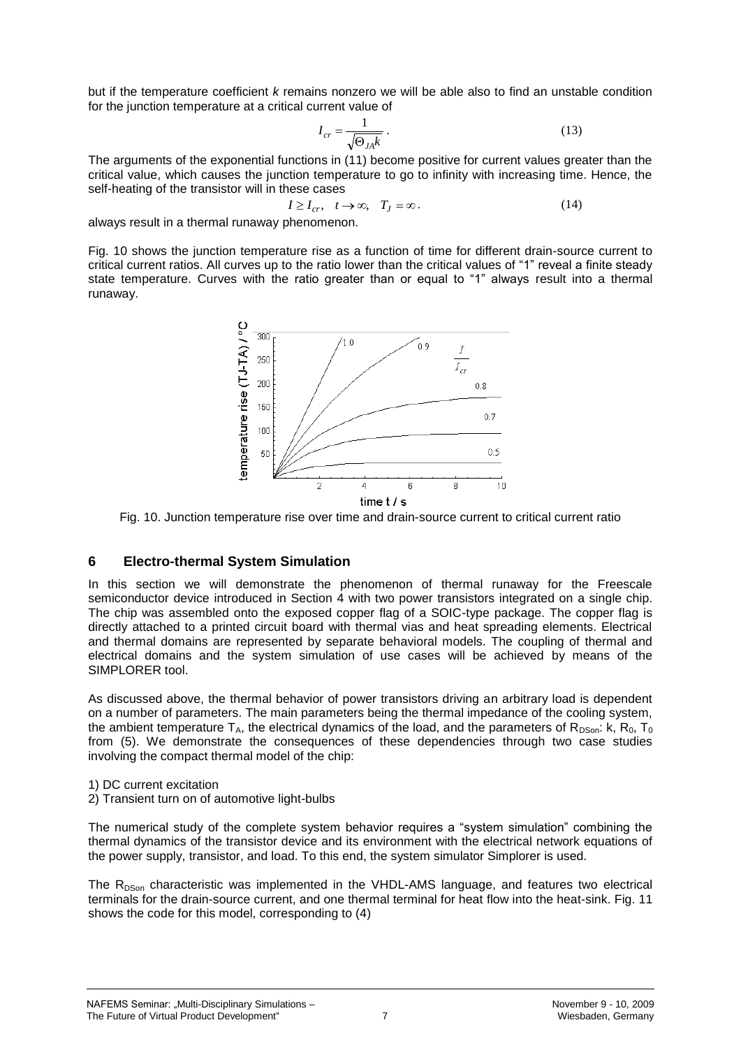but if the temperature coefficient *k* remains nonzero we will be able also to find an unstable condition for the junction temperature at a critical current value of

$$I_{cr} = \frac{1}{\sqrt{\Theta_{JA} k}} . \tag{13}$$

The arguments of the exponential functions in (11) become positive for current values greater than the critical value, which causes the junction temperature to go to infinity with increasing time. Hence, the self-heating of the transistor will in these cases

$$I \geq I_{cr}, \quad t \to \infty, \quad T_J = \infty . \tag{14}$$

always result in a thermal runaway phenomenon.

Fig. 10 shows the junction temperature rise as a function of time for different drain-source current to critical current ratios. All curves up to the ratio lower than the critical values of “1” reveal a finite steady state temperature. Curves with the ratio greater than or equal to “1” always result into a thermal runaway.

Fig. 10. Junction temperature rise over time and drain-source current to critical current ratio

## 6 Electro-thermal System Simulation

In this section we will demonstrate the phenomenon of thermal runaway for the Freescale semiconductor device introduced in Section 4 with two power transistors integrated on a single chip. The chip was assembled onto the exposed copper flag of a SOIC-type package. The copper flag is directly attached to a printed circuit board with thermal vias and heat spreading elements. Electrical and thermal domains are represented by separate behavioral models. The coupling of thermal and electrical domains and the system simulation of use cases will be achieved by means of the SIMPLORER tool.

As discussed above, the thermal behavior of power transistors driving an arbitrary load is dependent on a number of parameters. The main parameters being the thermal impedance of the cooling system, the ambient temperature $T_A$, the electrical dynamics of the load, and the parameters of $R_{DSon}$: k, $R_0$, $T_0$ from (5). We demonstrate the consequences of these dependencies through two case studies involving the compact thermal model of the chip:

1) DC current excitation
2) Transient turn on of automotive light-bulbs

The numerical study of the complete system behavior requires a “system simulation” combining the thermal dynamics of the transistor device and its environment with the electrical network equations of the power supply, transistor, and load. To this end, the system simulator Simplorer is used.

The $R_{DSon}$ characteristic was implemented in the VHDL-AMS language, and features two electrical terminals for the drain-source current, and one thermal terminal for heat flow into the heat-sink. Fig. 11 shows the code for this model, corresponding to (4)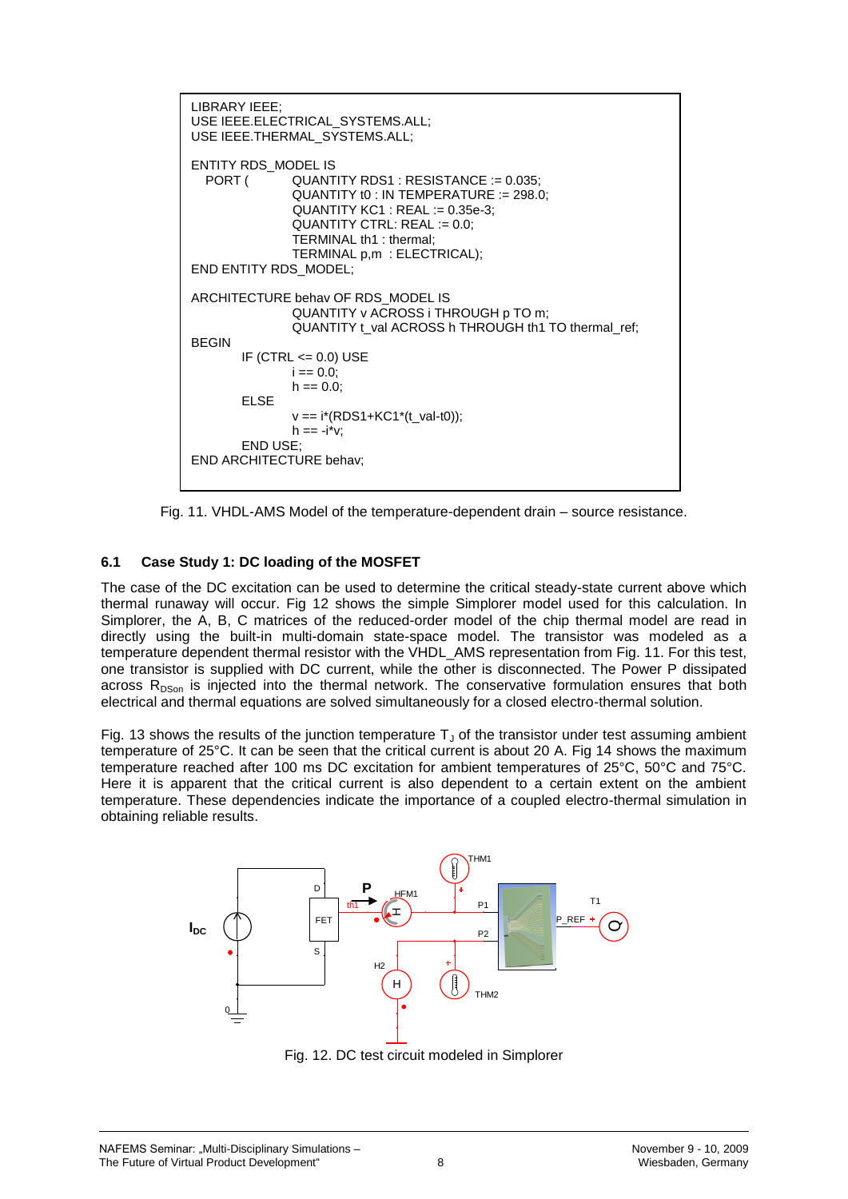```
LIBRARY IEEE;
USE IEEE.ELECTRICAL_SYSTEMS.ALL;
USE IEEE.THERMAL_SYSTEMS.ALL;

ENTITY RDS_MODEL IS
   PORT (        QUANTITY RDS1 : RESISTANCE := 0.035;
                 QUANTITY t0 : IN TEMPERATURE := 298.0;
                 QUANTITY KC1 : REAL := 0.35e-3;
                 QUANTITY CTRL: REAL := 0.0;
                 TERMINAL th1 : thermal;
                 TERMINAL p,m  : ELECTRICAL);
END ENTITY RDS_MODEL;

ARCHITECTURE behav OF RDS_MODEL IS
                 QUANTITY v ACROSS i THROUGH p TO m;
                 QUANTITY t_val ACROSS h THROUGH th1 TO thermal_ref;
BEGIN
         IF (CTRL <= 0.0) USE
                 i == 0.0;
                 h == 0.0;
         ELSE
                 v == i*(RDS1+KC1*(t_val-t0));
                 h == -i*v;
         END USE;
END ARCHITECTURE behav;
```

Fig. 11. VHDL-AMS Model of the temperature-dependent drain – source resistance.

### 6.1 Case Study 1: DC loading of the MOSFET

The case of the DC excitation can be used to determine the critical steady-state current above which thermal runaway will occur. Fig 12 shows the simple Simplorer model used for this calculation. In Simplorer, the A, B, C matrices of the reduced-order model of the chip thermal model are read in directly using the built-in multi-domain state-space model. The transistor was modeled as a temperature dependent thermal resistor with the VHDL_AMS representation from Fig. 11. For this test, one transistor is supplied with DC current, while the other is disconnected. The Power P dissipated across $R_{DSon}$ is injected into the thermal network. The conservative formulation ensures that both electrical and thermal equations are solved simultaneously for a closed electro-thermal solution.

Fig. 13 shows the results of the junction temperature $T_J$ of the transistor under test assuming ambient temperature of 25°C. It can be seen that the critical current is about 20 A. Fig 14 shows the maximum temperature reached after 100 ms DC excitation for ambient temperatures of 25°C, 50°C and 75°C. Here it is apparent that the critical current is also dependent to a certain extent on the ambient temperature. These dependencies indicate the importance of a coupled electro-thermal simulation in obtaining reliable results.

Fig. 12. DC test circuit modeled in Simplorer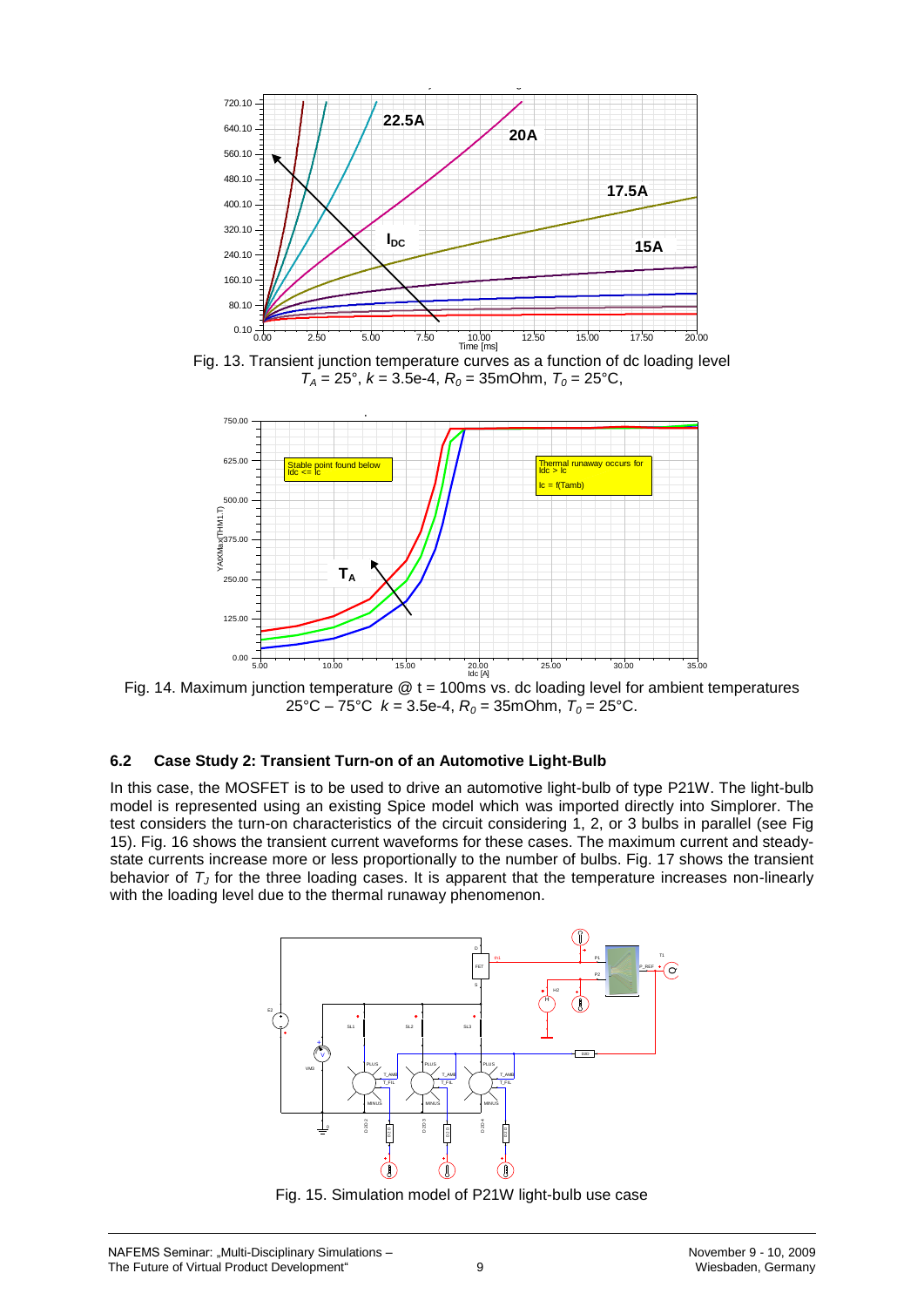Fig. 13. Transient junction temperature curves as a function of dc loading level $T_A$ = 25°, $k$ = 3.5e-4, $R_0$ = 35mOhm, $T_0$ = 25°C,

Fig. 14. Maximum junction temperature @ t = 100ms vs. dc loading level for ambient temperatures 25°C – 75°C $k$ = 3.5e-4, $R_0$ = 35mOhm, $T_0$ = 25°C.

### 6.2 Case Study 2: Transient Turn-on of an Automotive Light-Bulb

In this case, the MOSFET is to be used to drive an automotive light-bulb of type P21W. The light-bulb model is represented using an existing Spice model which was imported directly into Simplorer. The test considers the turn-on characteristics of the circuit considering 1, 2, or 3 bulbs in parallel (see Fig 15). Fig. 16 shows the transient current waveforms for these cases. The maximum current and steady-state currents increase more or less proportionally to the number of bulbs. Fig. 17 shows the transient behavior of $T_J$ for the three loading cases. It is apparent that the temperature increases non-linearly with the loading level due to the thermal runaway phenomenon.

Fig. 15. Simulation model of P21W light-bulb use case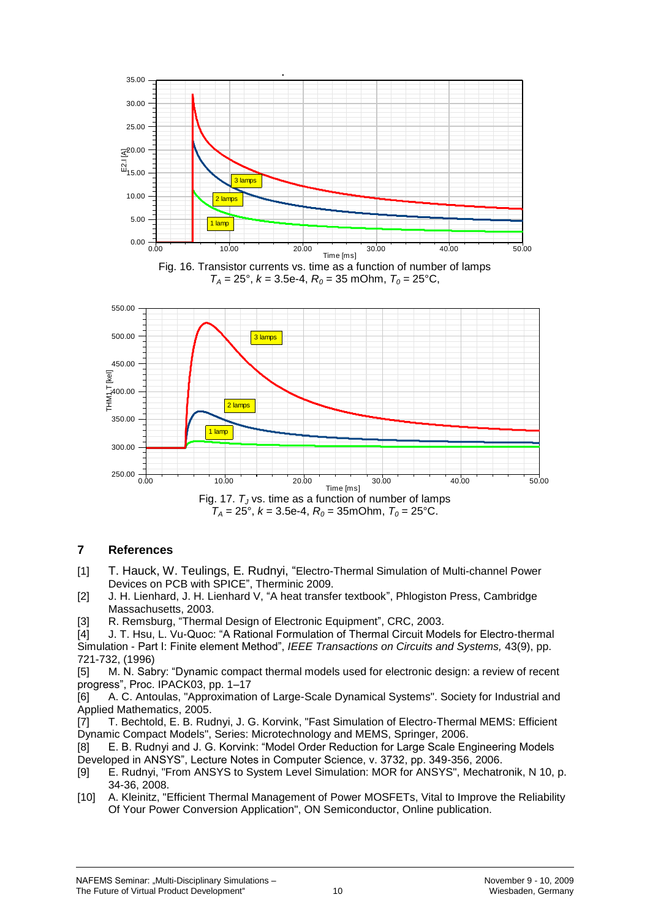35.00
30.00
25.00
E2.I [A] 20.00
15.00
10.00
5.00
0.00
0.00
10.00
20.00
30.00
40.00
50.00
Time [ms]
3 lamps
2 lamps
1 lamp

Fig. 16. Transistor currents vs. time as a function of number of lamps
$T_A$ = 25°, $k$ = 3.5e-4, $R_0$ = 35 mOhm, $T_0$ = 25°C,

550.00
500.00
450.00
THM1.T [kel] 400.00
350.00
300.00
250.00
0.00
10.00
20.00
30.00
40.00
50.00
Time [ms]
3 lamps
2 lamps
1 lamp

Fig. 17. $T_J$ vs. time as a function of number of lamps
$T_A$ = 25°, $k$ = 3.5e-4, $R_0$ = 35mOhm, $T_0$ = 25°C.

## 7 References

[1] T. Hauck, W. Teulings, E. Rudnyi, "Electro-Thermal Simulation of Multi-channel Power Devices on PCB with SPICE", Therminic 2009.

[2] J. H. Lienhard, J. H. Lienhard V, "A heat transfer textbook", Phlogiston Press, Cambridge Massachusetts, 2003.

[3] R. Remsburg, "Thermal Design of Electronic Equipment", CRC, 2003.

[4] J. T. Hsu, L. Vu-Quoc: "A Rational Formulation of Thermal Circuit Models for Electro-thermal Simulation - Part I: Finite element Method", *IEEE Transactions on Circuits and Systems,* 43(9), pp. 721-732, (1996)

[5] M. N. Sabry: "Dynamic compact thermal models used for electronic design: a review of recent progress", Proc. IPACK03, pp. 1–17

[6] A. C. Antoulas, "Approximation of Large-Scale Dynamical Systems". Society for Industrial and Applied Mathematics, 2005.

[7] T. Bechtold, E. B. Rudnyi, J. G. Korvink, "Fast Simulation of Electro-Thermal MEMS: Efficient Dynamic Compact Models", Series: Microtechnology and MEMS, Springer, 2006.

[8] E. B. Rudnyi and J. G. Korvink: "Model Order Reduction for Large Scale Engineering Models Developed in ANSYS", Lecture Notes in Computer Science, v. 3732, pp. 349-356, 2006.

[9] E. Rudnyi, "From ANSYS to System Level Simulation: MOR for ANSYS", Mechatronik, N 10, p. 34-36, 2008.

[10] A. Kleinitz, "Efficient Thermal Management of Power MOSFETs, Vital to Improve the Reliability Of Your Power Conversion Application", ON Semiconductor, Online publication.